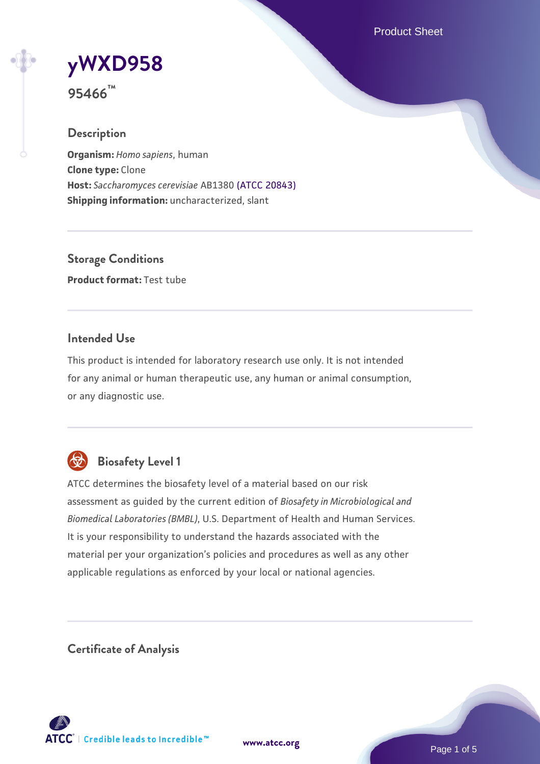# yWXD958

**95466™**

## Description

**Organism:** *Homo sapiens*, human
**Clone type:** Clone
**Host:** *Saccharomyces cerevisiae* AB1380 (ATCC 20843)
**Shipping information:** uncharacterized, slant

## Storage Conditions

**Product format:** Test tube

## Intended Use

This product is intended for laboratory research use only. It is not intended for any animal or human therapeutic use, any human or animal consumption, or any diagnostic use.

## Biosafety Level 1

ATCC determines the biosafety level of a material based on our risk assessment as guided by the current edition of *Biosafety in Microbiological and Biomedical Laboratories (BMBL)*, U.S. Department of Health and Human Services. It is your responsibility to understand the hazards associated with the material per your organization's policies and procedures as well as any other applicable regulations as enforced by your local or national agencies.

## Certificate of Analysis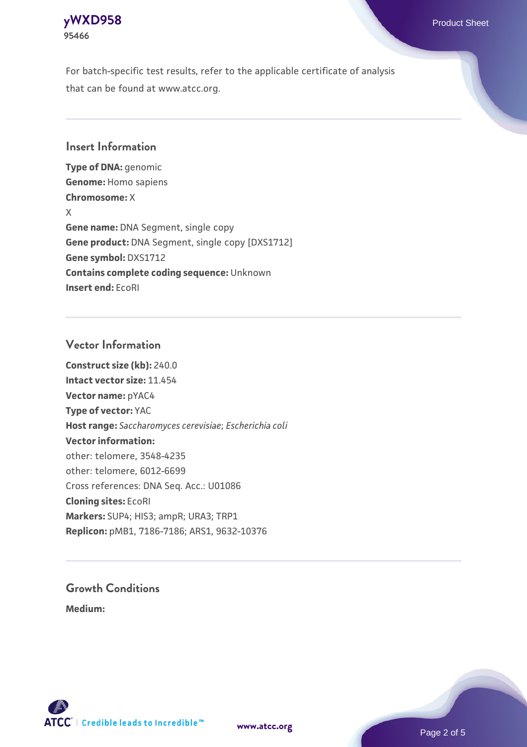For batch-specific test results, refer to the applicable certificate of analysis that can be found at www.atcc.org.

## Insert Information

**Type of DNA:** genomic
**Genome:** Homo sapiens
**Chromosome:** X
X
**Gene name:** DNA Segment, single copy
**Gene product:** DNA Segment, single copy [DXS1712]
**Gene symbol:** DXS1712
**Contains complete coding sequence:** Unknown
**Insert end:** EcoRI

## Vector Information

**Construct size (kb):** 240.0
**Intact vector size:** 11.454
**Vector name:** pYAC4
**Type of vector:** YAC
**Host range:** *Saccharomyces cerevisiae*; *Escherichia coli*
**Vector information:**
other: telomere, 3548-4235
other: telomere, 6012-6699
Cross references: DNA Seq. Acc.: U01086
**Cloning sites:** EcoRI
**Markers:** SUP4; HIS3; ampR; URA3; TRP1
**Replicon:** pMB1, 7186-7186; ARS1, 9632-10376

## Growth Conditions

**Medium:**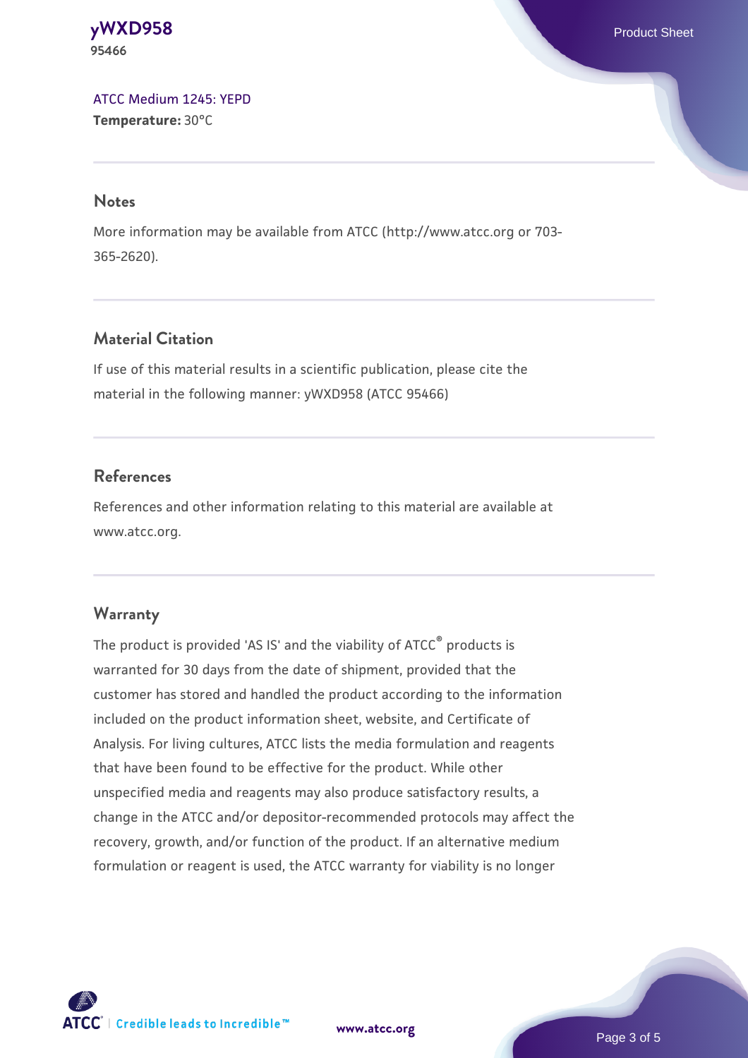[ATCC Medium 1245: YEPD](#)
**Temperature:** 30°C

## Notes

More information may be available from ATCC (http://www.atcc.org or 703-365-2620).

## Material Citation

If use of this material results in a scientific publication, please cite the material in the following manner: yWXD958 (ATCC 95466)

## References

References and other information relating to this material are available at www.atcc.org.

## Warranty

The product is provided 'AS IS' and the viability of ATCC® products is warranted for 30 days from the date of shipment, provided that the customer has stored and handled the product according to the information included on the product information sheet, website, and Certificate of Analysis. For living cultures, ATCC lists the media formulation and reagents that have been found to be effective for the product. While other unspecified media and reagents may also produce satisfactory results, a change in the ATCC and/or depositor-recommended protocols may affect the recovery, growth, and/or function of the product. If an alternative medium formulation or reagent is used, the ATCC warranty for viability is no longer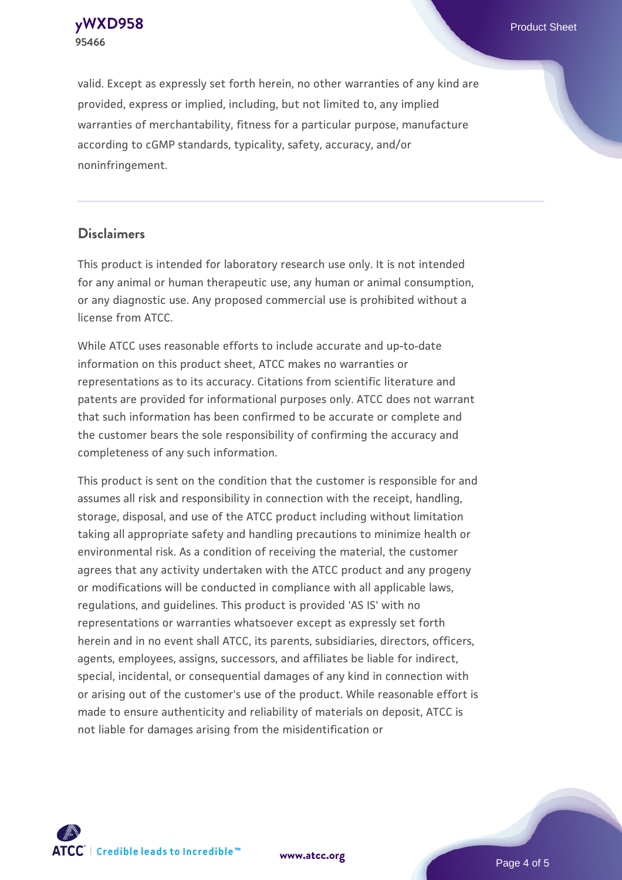valid. Except as expressly set forth herein, no other warranties of any kind are provided, express or implied, including, but not limited to, any implied warranties of merchantability, fitness for a particular purpose, manufacture according to cGMP standards, typicality, safety, accuracy, and/or noninfringement.

## Disclaimers

This product is intended for laboratory research use only. It is not intended for any animal or human therapeutic use, any human or animal consumption, or any diagnostic use. Any proposed commercial use is prohibited without a license from ATCC.

While ATCC uses reasonable efforts to include accurate and up-to-date information on this product sheet, ATCC makes no warranties or representations as to its accuracy. Citations from scientific literature and patents are provided for informational purposes only. ATCC does not warrant that such information has been confirmed to be accurate or complete and the customer bears the sole responsibility of confirming the accuracy and completeness of any such information.

This product is sent on the condition that the customer is responsible for and assumes all risk and responsibility in connection with the receipt, handling, storage, disposal, and use of the ATCC product including without limitation taking all appropriate safety and handling precautions to minimize health or environmental risk. As a condition of receiving the material, the customer agrees that any activity undertaken with the ATCC product and any progeny or modifications will be conducted in compliance with all applicable laws, regulations, and guidelines. This product is provided 'AS IS' with no representations or warranties whatsoever except as expressly set forth herein and in no event shall ATCC, its parents, subsidiaries, directors, officers, agents, employees, assigns, successors, and affiliates be liable for indirect, special, incidental, or consequential damages of any kind in connection with or arising out of the customer's use of the product. While reasonable effort is made to ensure authenticity and reliability of materials on deposit, ATCC is not liable for damages arising from the misidentification or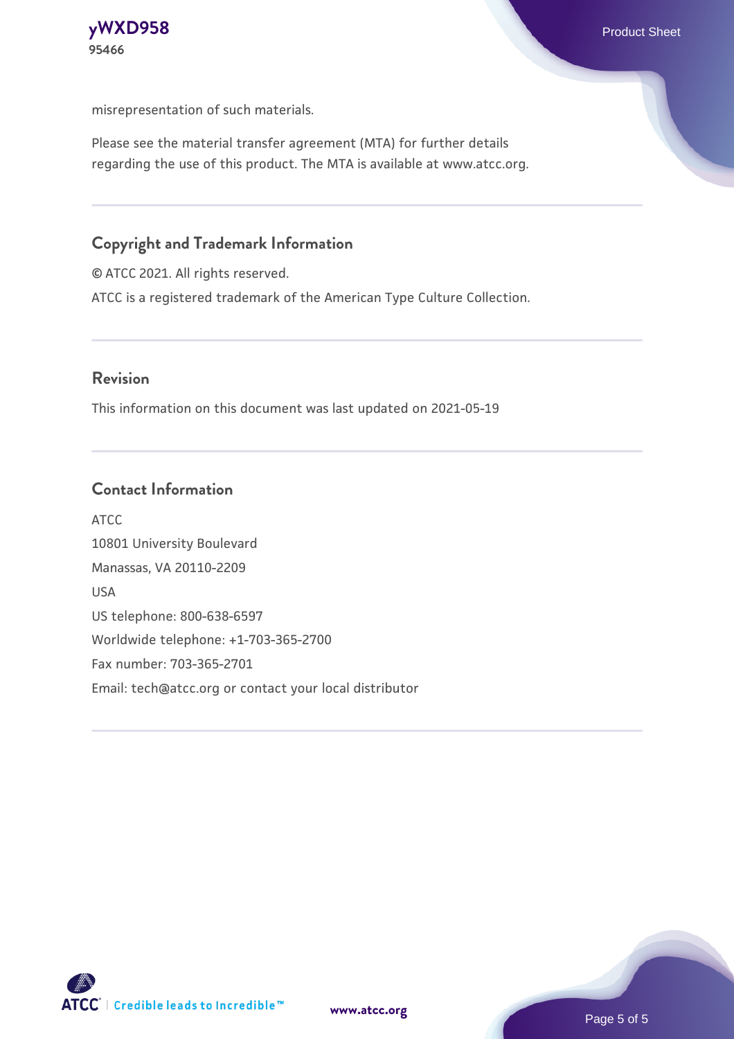misrepresentation of such materials.

Please see the material transfer agreement (MTA) for further details regarding the use of this product. The MTA is available at www.atcc.org.

## Copyright and Trademark Information

© ATCC 2021. All rights reserved.

ATCC is a registered trademark of the American Type Culture Collection.

## Revision

This information on this document was last updated on 2021-05-19

## Contact Information

ATCC

10801 University Boulevard

Manassas, VA 20110-2209

USA

US telephone: 800-638-6597

Worldwide telephone: +1-703-365-2700

Fax number: 703-365-2701

Email: tech@atcc.org or contact your local distributor